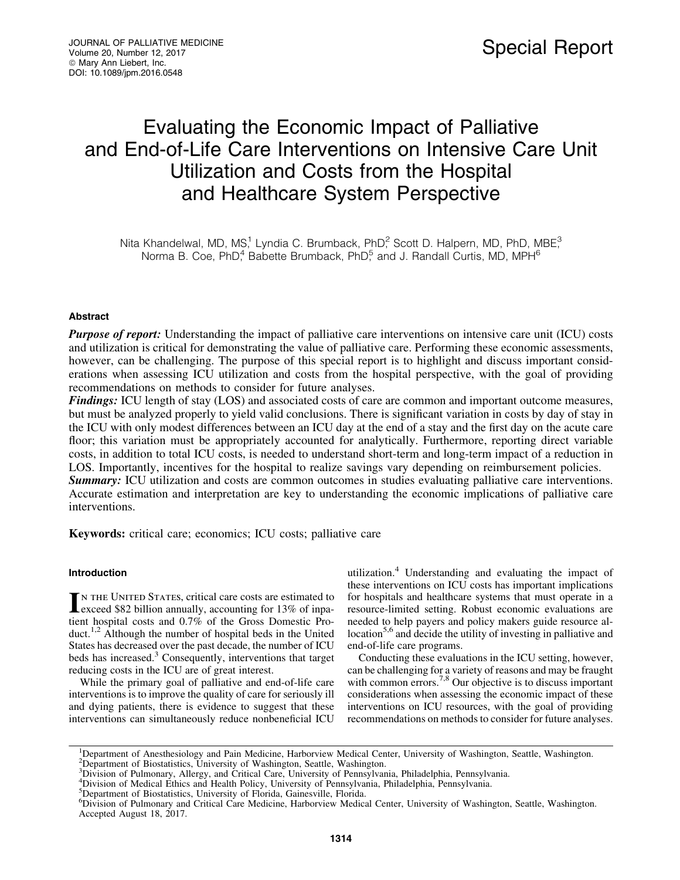Special Report

# Evaluating the Economic Impact of Palliative and End-of-Life Care Interventions on Intensive Care Unit Utilization and Costs from the Hospital and Healthcare System Perspective

Nita Khandelwal, MD, MS,[1] Lyndia C. Brumback, PhD,[2] Scott D. Halpern, MD, PhD, MBE,[3] Norma B. Coe, PhD,[4] Babette Brumback, PhD,[5] and J. Randall Curtis, MD, MPH[6]

## Abstract

***Purpose of report:*** Understanding the impact of palliative care interventions on intensive care unit (ICU) costs and utilization is critical for demonstrating the value of palliative care. Performing these economic assessments, however, can be challenging. The purpose of this special report is to highlight and discuss important considerations when assessing ICU utilization and costs from the hospital perspective, with the goal of providing recommendations on methods to consider for future analyses.

***Findings:*** ICU length of stay (LOS) and associated costs of care are common and important outcome measures, but must be analyzed properly to yield valid conclusions. There is significant variation in costs by day of stay in the ICU with only modest differences between an ICU day at the end of a stay and the first day on the acute care floor; this variation must be appropriately accounted for analytically. Furthermore, reporting direct variable costs, in addition to total ICU costs, is needed to understand short-term and long-term impact of a reduction in LOS. Importantly, incentives for the hospital to realize savings vary depending on reimbursement policies.

***Summary:*** ICU utilization and costs are common outcomes in studies evaluating palliative care interventions. Accurate estimation and interpretation are key to understanding the economic implications of palliative care interventions.

**Keywords:** critical care; economics; ICU costs; palliative care

## Introduction

In the United States, critical care costs are estimated to exceed \$82 billion annually, accounting for 13% of inpatient hospital costs and 0.7% of the Gross Domestic Product.[1,2] Although the number of hospital beds in the United States has decreased over the past decade, the number of ICU beds has increased.[3] Consequently, interventions that target reducing costs in the ICU are of great interest.

While the primary goal of palliative and end-of-life care interventions is to improve the quality of care for seriously ill and dying patients, there is evidence to suggest that these interventions can simultaneously reduce nonbeneficial ICU utilization.[4] Understanding and evaluating the impact of these interventions on ICU costs has important implications for hospitals and healthcare systems that must operate in a resource-limited setting. Robust economic evaluations are needed to help payers and policy makers guide resource allocation[5,6] and decide the utility of investing in palliative and end-of-life care programs.

Conducting these evaluations in the ICU setting, however, can be challenging for a variety of reasons and may be fraught with common errors.[7,8] Our objective is to discuss important considerations when assessing the economic impact of these interventions on ICU resources, with the goal of providing recommendations on methods to consider for future analyses.

[1]Department of Anesthesiology and Pain Medicine, Harborview Medical Center, University of Washington, Seattle, Washington.
[2]Department of Biostatistics, University of Washington, Seattle, Washington.
[3]Division of Pulmonary, Allergy, and Critical Care, University of Pennsylvania, Philadelphia, Pennsylvania.
[4]Division of Medical Ethics and Health Policy, University of Pennsylvania, Philadelphia, Pennsylvania.
[5]Department of Biostatistics, University of Florida, Gainesville, Florida.
[6]Division of Pulmonary and Critical Care Medicine, Harborview Medical Center, University of Washington, Seattle, Washington.
Accepted August 18, 2017.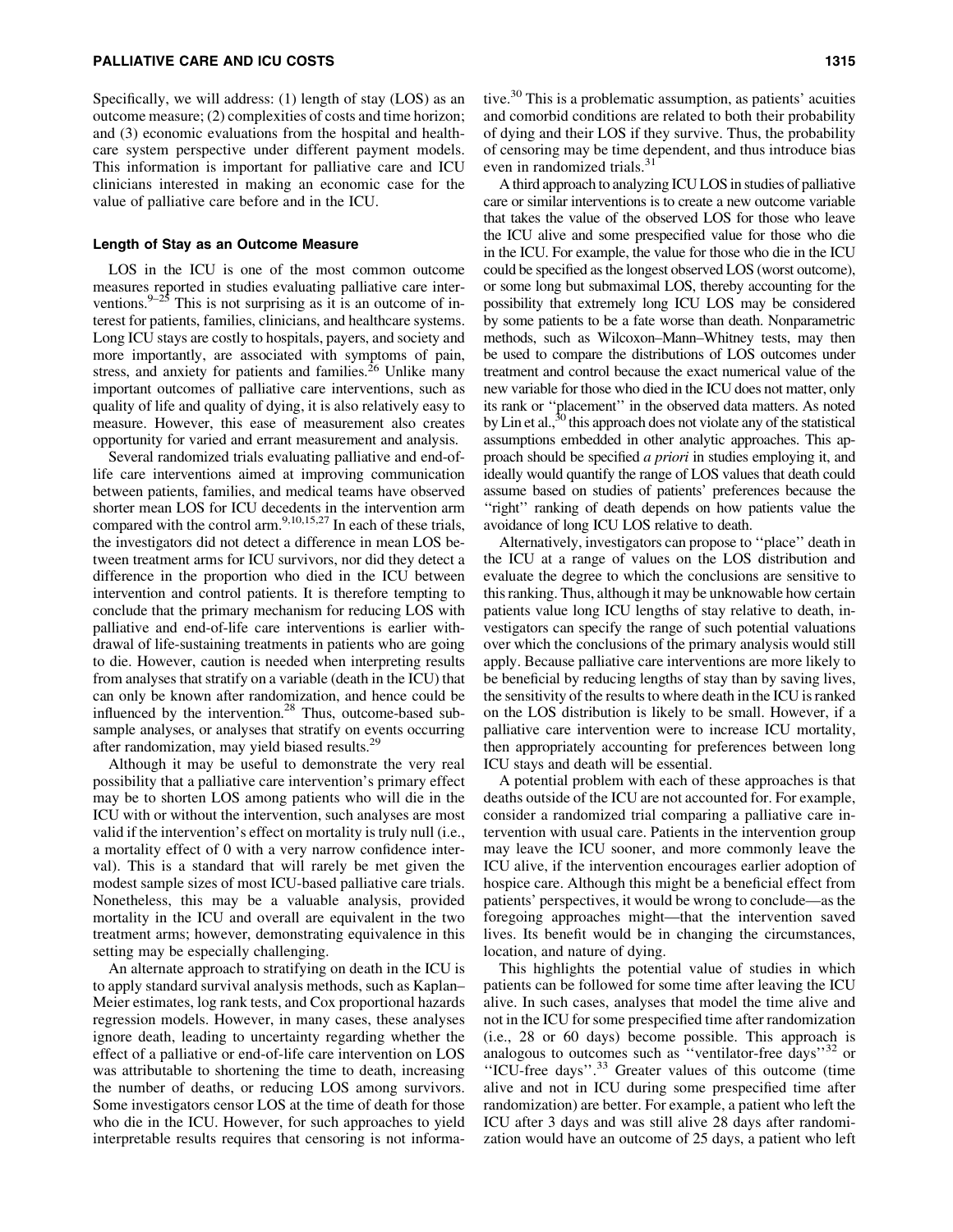Specifically, we will address: (1) length of stay (LOS) as an outcome measure; (2) complexities of costs and time horizon; and (3) economic evaluations from the hospital and healthcare system perspective under different payment models. This information is important for palliative care and ICU clinicians interested in making an economic case for the value of palliative care before and in the ICU.

### Length of Stay as an Outcome Measure

LOS in the ICU is one of the most common outcome measures reported in studies evaluating palliative care interventions.[9–25] This is not surprising as it is an outcome of interest for patients, families, clinicians, and healthcare systems. Long ICU stays are costly to hospitals, payers, and society and more importantly, are associated with symptoms of pain, stress, and anxiety for patients and families.[26] Unlike many important outcomes of palliative care interventions, such as quality of life and quality of dying, it is also relatively easy to measure. However, this ease of measurement also creates opportunity for varied and errant measurement and analysis.

Several randomized trials evaluating palliative and end-of-life care interventions aimed at improving communication between patients, families, and medical teams have observed shorter mean LOS for ICU decedents in the intervention arm compared with the control arm.[9,10,15,27] In each of these trials, the investigators did not detect a difference in mean LOS between treatment arms for ICU survivors, nor did they detect a difference in the proportion who died in the ICU between intervention and control patients. It is therefore tempting to conclude that the primary mechanism for reducing LOS with palliative and end-of-life care interventions is earlier withdrawal of life-sustaining treatments in patients who are going to die. However, caution is needed when interpreting results from analyses that stratify on a variable (death in the ICU) that can only be known after randomization, and hence could be influenced by the intervention.[28] Thus, outcome-based subsample analyses, or analyses that stratify on events occurring after randomization, may yield biased results.[29]

Although it may be useful to demonstrate the very real possibility that a palliative care intervention's primary effect may be to shorten LOS among patients who will die in the ICU with or without the intervention, such analyses are most valid if the intervention's effect on mortality is truly null (i.e., a mortality effect of 0 with a very narrow confidence interval). This is a standard that will rarely be met given the modest sample sizes of most ICU-based palliative care trials. Nonetheless, this may be a valuable analysis, provided mortality in the ICU and overall are equivalent in the two treatment arms; however, demonstrating equivalence in this setting may be especially challenging.

An alternate approach to stratifying on death in the ICU is to apply standard survival analysis methods, such as Kaplan–Meier estimates, log rank tests, and Cox proportional hazards regression models. However, in many cases, these analyses ignore death, leading to uncertainty regarding whether the effect of a palliative or end-of-life care intervention on LOS was attributable to shortening the time to death, increasing the number of deaths, or reducing LOS among survivors. Some investigators censor LOS at the time of death for those who die in the ICU. However, for such approaches to yield interpretable results requires that censoring is not informative.[30] This is a problematic assumption, as patients' acuities and comorbid conditions are related to both their probability of dying and their LOS if they survive. Thus, the probability of censoring may be time dependent, and thus introduce bias even in randomized trials.[31]

A third approach to analyzing ICU LOS in studies of palliative care or similar interventions is to create a new outcome variable that takes the value of the observed LOS for those who leave the ICU alive and some prespecified value for those who die in the ICU. For example, the value for those who die in the ICU could be specified as the longest observed LOS (worst outcome), or some long but submaximal LOS, thereby accounting for the possibility that extremely long ICU LOS may be considered by some patients to be a fate worse than death. Nonparametric methods, such as Wilcoxon–Mann–Whitney tests, may then be used to compare the distributions of LOS outcomes under treatment and control because the exact numerical value of the new variable for those who died in the ICU does not matter, only its rank or ''placement'' in the observed data matters. As noted by Lin et al.,[30] this approach does not violate any of the statistical assumptions embedded in other analytic approaches. This approach should be specified *a priori* in studies employing it, and ideally would quantify the range of LOS values that death could assume based on studies of patients' preferences because the ''right'' ranking of death depends on how patients value the avoidance of long ICU LOS relative to death.

Alternatively, investigators can propose to ''place'' death in the ICU at a range of values on the LOS distribution and evaluate the degree to which the conclusions are sensitive to this ranking. Thus, although it may be unknowable how certain patients value long ICU lengths of stay relative to death, investigators can specify the range of such potential valuations over which the conclusions of the primary analysis would still apply. Because palliative care interventions are more likely to be beneficial by reducing lengths of stay than by saving lives, the sensitivity of the results to where death in the ICU is ranked on the LOS distribution is likely to be small. However, if a palliative care intervention were to increase ICU mortality, then appropriately accounting for preferences between long ICU stays and death will be essential.

A potential problem with each of these approaches is that deaths outside of the ICU are not accounted for. For example, consider a randomized trial comparing a palliative care intervention with usual care. Patients in the intervention group may leave the ICU sooner, and more commonly leave the ICU alive, if the intervention encourages earlier adoption of hospice care. Although this might be a beneficial effect from patients' perspectives, it would be wrong to conclude—as the foregoing approaches might—that the intervention saved lives. Its benefit would be in changing the circumstances, location, and nature of dying.

This highlights the potential value of studies in which patients can be followed for some time after leaving the ICU alive. In such cases, analyses that model the time alive and not in the ICU for some prespecified time after randomization (i.e., 28 or 60 days) become possible. This approach is analogous to outcomes such as ''ventilator-free days''[32] or ''ICU-free days''.[33] Greater values of this outcome (time alive and not in ICU during some prespecified time after randomization) are better. For example, a patient who left the ICU after 3 days and was still alive 28 days after randomization would have an outcome of 25 days, a patient who left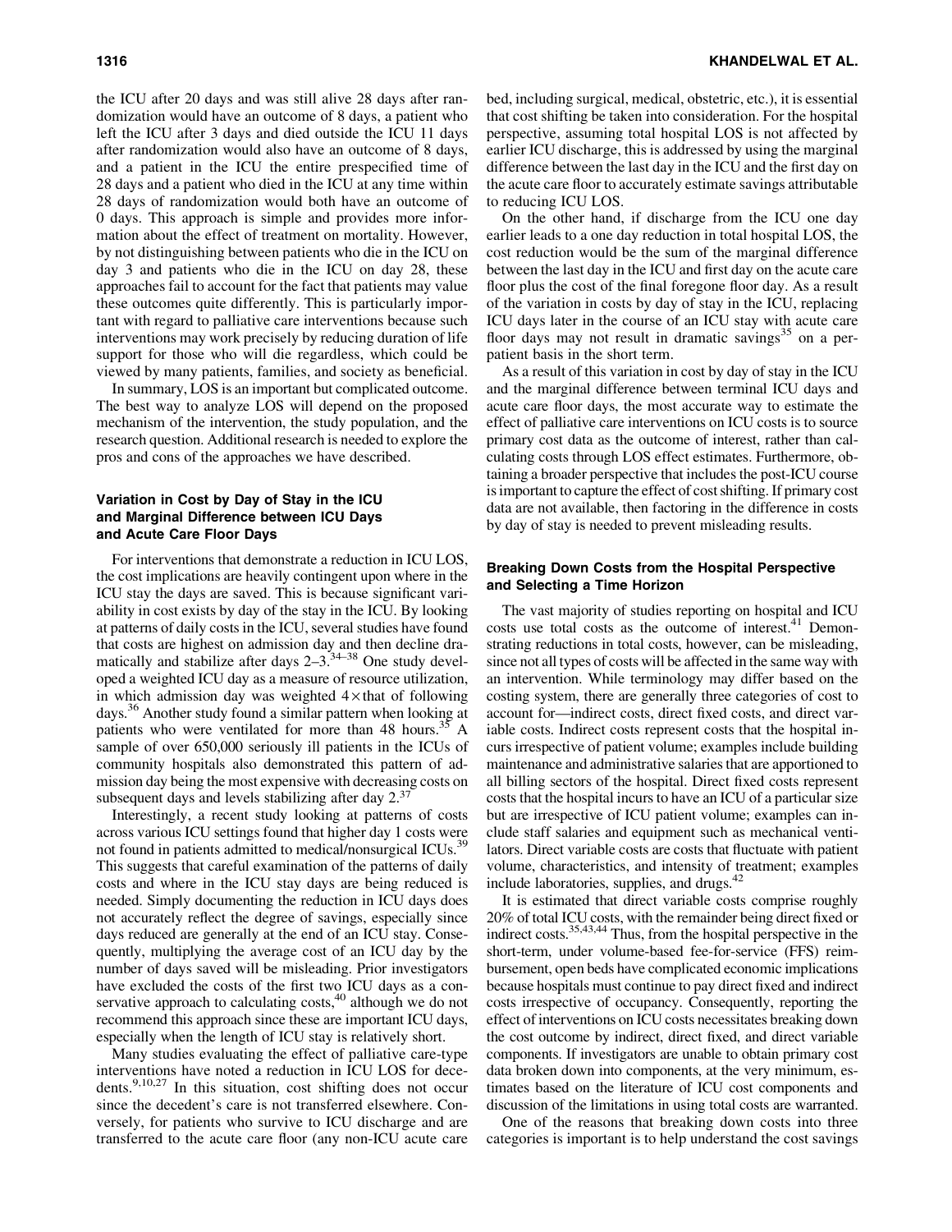the ICU after 20 days and was still alive 28 days after randomization would have an outcome of 8 days, a patient who left the ICU after 3 days and died outside the ICU 11 days after randomization would also have an outcome of 8 days, and a patient in the ICU the entire prespecified time of 28 days and a patient who died in the ICU at any time within 28 days of randomization would both have an outcome of 0 days. This approach is simple and provides more information about the effect of treatment on mortality. However, by not distinguishing between patients who die in the ICU on day 3 and patients who die in the ICU on day 28, these approaches fail to account for the fact that patients may value these outcomes quite differently. This is particularly important with regard to palliative care interventions because such interventions may work precisely by reducing duration of life support for those who will die regardless, which could be viewed by many patients, families, and society as beneficial.

In summary, LOS is an important but complicated outcome. The best way to analyze LOS will depend on the proposed mechanism of the intervention, the study population, and the research question. Additional research is needed to explore the pros and cons of the approaches we have described.

### Variation in Cost by Day of Stay in the ICU and Marginal Difference between ICU Days and Acute Care Floor Days

For interventions that demonstrate a reduction in ICU LOS, the cost implications are heavily contingent upon where in the ICU stay the days are saved. This is because significant variability in cost exists by day of the stay in the ICU. By looking at patterns of daily costs in the ICU, several studies have found that costs are highest on admission day and then decline dramatically and stabilize after days 2–3.[34–38] One study developed a weighted ICU day as a measure of resource utilization, in which admission day was weighted 4×that of following days.[36] Another study found a similar pattern when looking at patients who were ventilated for more than 48 hours.[35] A sample of over 650,000 seriously ill patients in the ICUs of community hospitals also demonstrated this pattern of admission day being the most expensive with decreasing costs on subsequent days and levels stabilizing after day 2.[37]

Interestingly, a recent study looking at patterns of costs across various ICU settings found that higher day 1 costs were not found in patients admitted to medical/nonsurgical ICUs.[39] This suggests that careful examination of the patterns of daily costs and where in the ICU stay days are being reduced is needed. Simply documenting the reduction in ICU days does not accurately reflect the degree of savings, especially since days reduced are generally at the end of an ICU stay. Consequently, multiplying the average cost of an ICU day by the number of days saved will be misleading. Prior investigators have excluded the costs of the first two ICU days as a conservative approach to calculating costs,[40] although we do not recommend this approach since these are important ICU days, especially when the length of ICU stay is relatively short.

Many studies evaluating the effect of palliative care-type interventions have noted a reduction in ICU LOS for decedents.[9,10,27] In this situation, cost shifting does not occur since the decedent's care is not transferred elsewhere. Conversely, for patients who survive to ICU discharge and are transferred to the acute care floor (any non-ICU acute care bed, including surgical, medical, obstetric, etc.), it is essential that cost shifting be taken into consideration. For the hospital perspective, assuming total hospital LOS is not affected by earlier ICU discharge, this is addressed by using the marginal difference between the last day in the ICU and the first day on the acute care floor to accurately estimate savings attributable to reducing ICU LOS.

On the other hand, if discharge from the ICU one day earlier leads to a one day reduction in total hospital LOS, the cost reduction would be the sum of the marginal difference between the last day in the ICU and first day on the acute care floor plus the cost of the final foregone floor day. As a result of the variation in costs by day of stay in the ICU, replacing ICU days later in the course of an ICU stay with acute care floor days may not result in dramatic savings[35] on a per-patient basis in the short term.

As a result of this variation in cost by day of stay in the ICU and the marginal difference between terminal ICU days and acute care floor days, the most accurate way to estimate the effect of palliative care interventions on ICU costs is to source primary cost data as the outcome of interest, rather than calculating costs through LOS effect estimates. Furthermore, obtaining a broader perspective that includes the post-ICU course is important to capture the effect of cost shifting. If primary cost data are not available, then factoring in the difference in costs by day of stay is needed to prevent misleading results.

### Breaking Down Costs from the Hospital Perspective and Selecting a Time Horizon

The vast majority of studies reporting on hospital and ICU costs use total costs as the outcome of interest.[41] Demonstrating reductions in total costs, however, can be misleading, since not all types of costs will be affected in the same way with an intervention. While terminology may differ based on the costing system, there are generally three categories of cost to account for—indirect costs, direct fixed costs, and direct variable costs. Indirect costs represent costs that the hospital incurs irrespective of patient volume; examples include building maintenance and administrative salaries that are apportioned to all billing sectors of the hospital. Direct fixed costs represent costs that the hospital incurs to have an ICU of a particular size but are irrespective of ICU patient volume; examples can include staff salaries and equipment such as mechanical ventilators. Direct variable costs are costs that fluctuate with patient volume, characteristics, and intensity of treatment; examples include laboratories, supplies, and drugs.[42]

It is estimated that direct variable costs comprise roughly 20% of total ICU costs, with the remainder being direct fixed or indirect costs.[35,43,44] Thus, from the hospital perspective in the short-term, under volume-based fee-for-service (FFS) reimbursement, open beds have complicated economic implications because hospitals must continue to pay direct fixed and indirect costs irrespective of occupancy. Consequently, reporting the effect of interventions on ICU costs necessitates breaking down the cost outcome by indirect, direct fixed, and direct variable components. If investigators are unable to obtain primary cost data broken down into components, at the very minimum, estimates based on the literature of ICU cost components and discussion of the limitations in using total costs are warranted.

One of the reasons that breaking down costs into three categories is important is to help understand the cost savings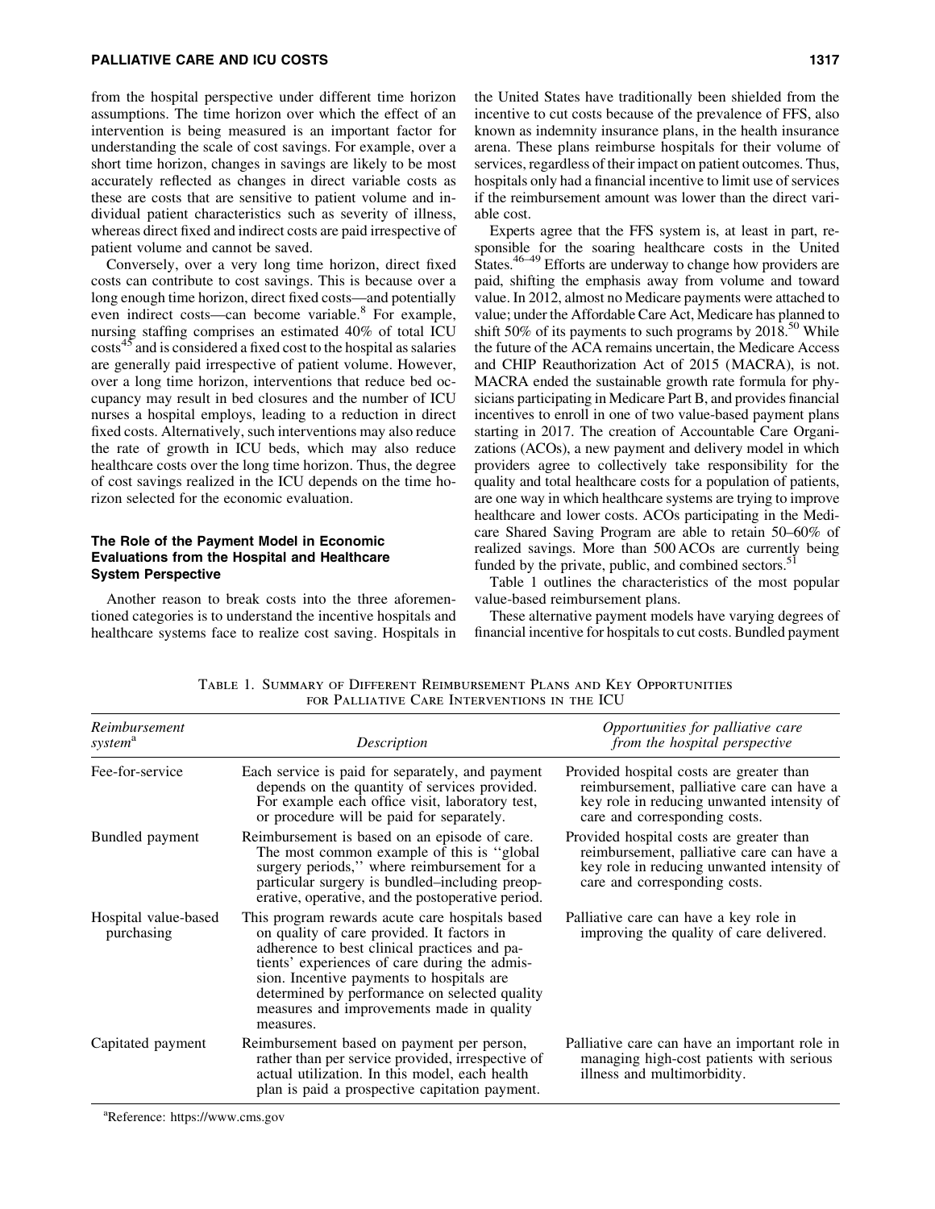from the hospital perspective under different time horizon assumptions. The time horizon over which the effect of an intervention is being measured is an important factor for understanding the scale of cost savings. For example, over a short time horizon, changes in savings are likely to be most accurately reflected as changes in direct variable costs as these are costs that are sensitive to patient volume and individual patient characteristics such as severity of illness, whereas direct fixed and indirect costs are paid irrespective of patient volume and cannot be saved.

Conversely, over a very long time horizon, direct fixed costs can contribute to cost savings. This is because over a long enough time horizon, direct fixed costs—and potentially even indirect costs—can become variable.[8] For example, nursing staffing comprises an estimated 40% of total ICU costs[45] and is considered a fixed cost to the hospital as salaries are generally paid irrespective of patient volume. However, over a long time horizon, interventions that reduce bed occupancy may result in bed closures and the number of ICU nurses a hospital employs, leading to a reduction in direct fixed costs. Alternatively, such interventions may also reduce the rate of growth in ICU beds, which may also reduce healthcare costs over the long time horizon. Thus, the degree of cost savings realized in the ICU depends on the time horizon selected for the economic evaluation.

### The Role of the Payment Model in Economic Evaluations from the Hospital and Healthcare System Perspective

Another reason to break costs into the three aforementioned categories is to understand the incentive hospitals and healthcare systems face to realize cost saving. Hospitals in the United States have traditionally been shielded from the incentive to cut costs because of the prevalence of FFS, also known as indemnity insurance plans, in the health insurance arena. These plans reimburse hospitals for their volume of services, regardless of their impact on patient outcomes. Thus, hospitals only had a financial incentive to limit use of services if the reimbursement amount was lower than the direct variable cost.

Experts agree that the FFS system is, at least in part, responsible for the soaring healthcare costs in the United States.[46–49] Efforts are underway to change how providers are paid, shifting the emphasis away from volume and toward value. In 2012, almost no Medicare payments were attached to value; under the Affordable Care Act, Medicare has planned to shift 50% of its payments to such programs by 2018.[50] While the future of the ACA remains uncertain, the Medicare Access and CHIP Reauthorization Act of 2015 (MACRA), is not. MACRA ended the sustainable growth rate formula for physicians participating in Medicare Part B, and provides financial incentives to enroll in one of two value-based payment plans starting in 2017. The creation of Accountable Care Organizations (ACOs), a new payment and delivery model in which providers agree to collectively take responsibility for the quality and total healthcare costs for a population of patients, are one way in which healthcare systems are trying to improve healthcare and lower costs. ACOs participating in the Medicare Shared Saving Program are able to retain 50–60% of realized savings. More than 500 ACOs are currently being funded by the private, public, and combined sectors.[51]

Table 1 outlines the characteristics of the most popular value-based reimbursement plans.

These alternative payment models have varying degrees of financial incentive for hospitals to cut costs. Bundled payment

Table 1. Summary of Different Reimbursement Plans and Key Opportunities for Palliative Care Interventions in the ICU

| *Reimbursement system*[a] | *Description* | *Opportunities for palliative care from the hospital perspective* |
|---|---|---|
| Fee-for-service | Each service is paid for separately, and payment depends on the quantity of services provided. For example each office visit, laboratory test, or procedure will be paid for separately. | Provided hospital costs are greater than reimbursement, palliative care can have a key role in reducing unwanted intensity of care and corresponding costs. |
| Bundled payment | Reimbursement is based on an episode of care. The most common example of this is ''global surgery periods,'' where reimbursement for a particular surgery is bundled–including preoperative, operative, and the postoperative period. | Provided hospital costs are greater than reimbursement, palliative care can have a key role in reducing unwanted intensity of care and corresponding costs. |
| Hospital value-based purchasing | This program rewards acute care hospitals based on quality of care provided. It factors in adherence to best clinical practices and patients' experiences of care during the admission. Incentive payments to hospitals are determined by performance on selected quality measures and improvements made in quality measures. | Palliative care can have a key role in improving the quality of care delivered. |
| Capitated payment | Reimbursement based on payment per person, rather than per service provided, irrespective of actual utilization. In this model, each health plan is paid a prospective capitation payment. | Palliative care can have an important role in managing high-cost patients with serious illness and multimorbidity. |

[a]Reference: https://www.cms.gov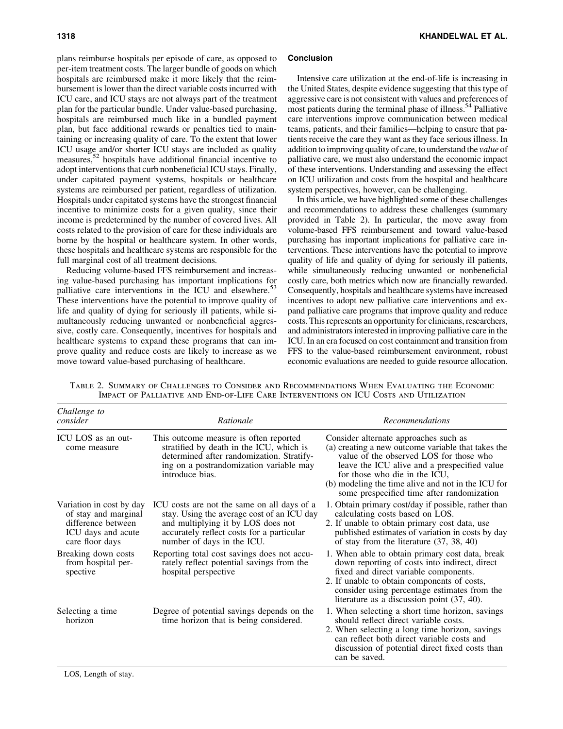plans reimburse hospitals per episode of care, as opposed to per-item treatment costs. The larger bundle of goods on which hospitals are reimbursed make it more likely that the reimbursement is lower than the direct variable costs incurred with ICU care, and ICU stays are not always part of the treatment plan for the particular bundle. Under value-based purchasing, hospitals are reimbursed much like in a bundled payment plan, but face additional rewards or penalties tied to maintaining or increasing quality of care. To the extent that lower ICU usage and/or shorter ICU stays are included as quality measures,[52] hospitals have additional financial incentive to adopt interventions that curb nonbeneficial ICU stays. Finally, under capitated payment systems, hospitals or healthcare systems are reimbursed per patient, regardless of utilization. Hospitals under capitated systems have the strongest financial incentive to minimize costs for a given quality, since their income is predetermined by the number of covered lives. All costs related to the provision of care for these individuals are borne by the hospital or healthcare system. In other words, these hospitals and healthcare systems are responsible for the full marginal cost of all treatment decisions.

Reducing volume-based FFS reimbursement and increasing value-based purchasing has important implications for palliative care interventions in the ICU and elsewhere.[53] These interventions have the potential to improve quality of life and quality of dying for seriously ill patients, while simultaneously reducing unwanted or nonbeneficial aggressive, costly care. Consequently, incentives for hospitals and healthcare systems to expand these programs that can improve quality and reduce costs are likely to increase as we move toward value-based purchasing of healthcare.

## Conclusion

Intensive care utilization at the end-of-life is increasing in the United States, despite evidence suggesting that this type of aggressive care is not consistent with values and preferences of most patients during the terminal phase of illness.[54] Palliative care interventions improve communication between medical teams, patients, and their families—helping to ensure that patients receive the care they want as they face serious illness. In addition to improving quality of care, to understand the *value* of palliative care, we must also understand the economic impact of these interventions. Understanding and assessing the effect on ICU utilization and costs from the hospital and healthcare system perspectives, however, can be challenging.

In this article, we have highlighted some of these challenges and recommendations to address these challenges (summary provided in Table 2). In particular, the move away from volume-based FFS reimbursement and toward value-based purchasing has important implications for palliative care interventions. These interventions have the potential to improve quality of life and quality of dying for seriously ill patients, while simultaneously reducing unwanted or nonbeneficial costly care, both metrics which now are financially rewarded. Consequently, hospitals and healthcare systems have increased incentives to adopt new palliative care interventions and expand palliative care programs that improve quality and reduce costs. This represents an opportunity for clinicians, researchers, and administrators interested in improving palliative care in the ICU. In an era focused on cost containment and transition from FFS to the value-based reimbursement environment, robust economic evaluations are needed to guide resource allocation.

Table 2. Summary of Challenges to Consider and Recommendations When Evaluating the Economic Impact of Palliative and End-of-Life Care Interventions on ICU Costs and Utilization

| *Challenge to consider* | *Rationale* | *Recommendations* |
|---|---|---|
| ICU LOS as an outcome measure | This outcome measure is often reported stratified by death in the ICU, which is determined after randomization. Stratifying on a postrandomization variable may introduce bias. | Consider alternate approaches such as (a) creating a new outcome variable that takes the value of the observed LOS for those who leave the ICU alive and a prespecified value for those who die in the ICU, (b) modeling the time alive and not in the ICU for some prespecified time after randomization |
| Variation in cost by day of stay and marginal difference between ICU days and acute care floor days | ICU costs are not the same on all days of a stay. Using the average cost of an ICU day and multiplying it by LOS does not accurately reflect costs for a particular number of days in the ICU. | 1. Obtain primary cost/day if possible, rather than calculating costs based on LOS. 2. If unable to obtain primary cost data, use published estimates of variation in costs by day of stay from the literature (37, 38, 40) |
| Breaking down costs from hospital perspective | Reporting total cost savings does not accurately reflect potential savings from the hospital perspective | 1. When able to obtain primary cost data, break down reporting of costs into indirect, direct fixed and direct variable components. 2. If unable to obtain components of costs, consider using percentage estimates from the literature as a discussion point (37, 40). |
| Selecting a time horizon | Degree of potential savings depends on the time horizon that is being considered. | 1. When selecting a short time horizon, savings should reflect direct variable costs. 2. When selecting a long time horizon, savings can reflect both direct variable costs and discussion of potential direct fixed costs than can be saved. |

LOS, Length of stay.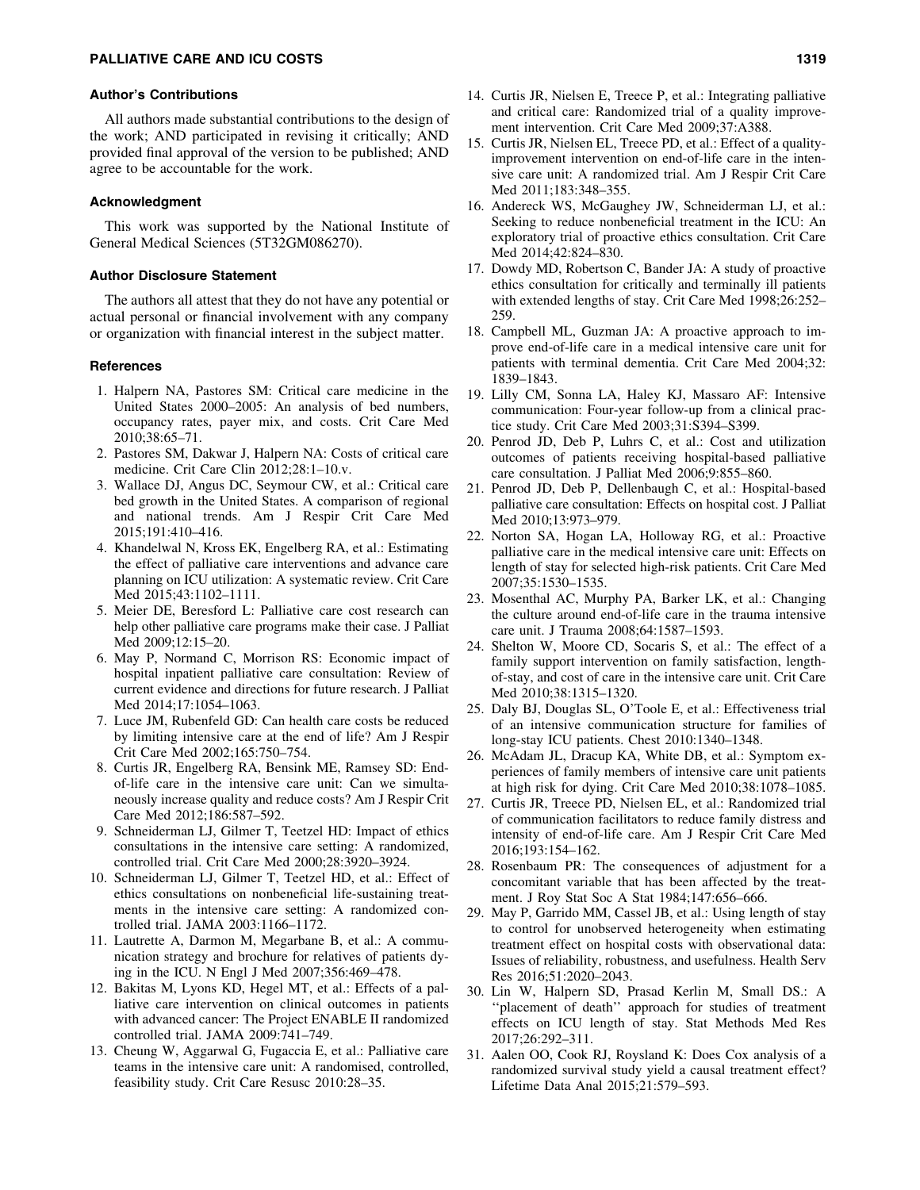### Author's Contributions

All authors made substantial contributions to the design of the work; AND participated in revising it critically; AND provided final approval of the version to be published; AND agree to be accountable for the work.

### Acknowledgment

This work was supported by the National Institute of General Medical Sciences (5T32GM086270).

### Author Disclosure Statement

The authors all attest that they do not have any potential or actual personal or financial involvement with any company or organization with financial interest in the subject matter.

### References

1. Halpern NA, Pastores SM: Critical care medicine in the United States 2000–2005: An analysis of bed numbers, occupancy rates, payer mix, and costs. Crit Care Med 2010;38:65–71.
2. Pastores SM, Dakwar J, Halpern NA: Costs of critical care medicine. Crit Care Clin 2012;28:1–10.v.
3. Wallace DJ, Angus DC, Seymour CW, et al.: Critical care bed growth in the United States. A comparison of regional and national trends. Am J Respir Crit Care Med 2015;191:410–416.
4. Khandelwal N, Kross EK, Engelberg RA, et al.: Estimating the effect of palliative care interventions and advance care planning on ICU utilization: A systematic review. Crit Care Med 2015;43:1102–1111.
5. Meier DE, Beresford L: Palliative care cost research can help other palliative care programs make their case. J Palliat Med 2009;12:15–20.
6. May P, Normand C, Morrison RS: Economic impact of hospital inpatient palliative care consultation: Review of current evidence and directions for future research. J Palliat Med 2014;17:1054–1063.
7. Luce JM, Rubenfeld GD: Can health care costs be reduced by limiting intensive care at the end of life? Am J Respir Crit Care Med 2002;165:750–754.
8. Curtis JR, Engelberg RA, Bensink ME, Ramsey SD: End-of-life care in the intensive care unit: Can we simultaneously increase quality and reduce costs? Am J Respir Crit Care Med 2012;186:587–592.
9. Schneiderman LJ, Gilmer T, Teetzel HD: Impact of ethics consultations in the intensive care setting: A randomized, controlled trial. Crit Care Med 2000;28:3920–3924.
10. Schneiderman LJ, Gilmer T, Teetzel HD, et al.: Effect of ethics consultations on nonbeneficial life-sustaining treatments in the intensive care setting: A randomized controlled trial. JAMA 2003:1166–1172.
11. Lautrette A, Darmon M, Megarbane B, et al.: A communication strategy and brochure for relatives of patients dying in the ICU. N Engl J Med 2007;356:469–478.
12. Bakitas M, Lyons KD, Hegel MT, et al.: Effects of a palliative care intervention on clinical outcomes in patients with advanced cancer: The Project ENABLE II randomized controlled trial. JAMA 2009:741–749.
13. Cheung W, Aggarwal G, Fugaccia E, et al.: Palliative care teams in the intensive care unit: A randomised, controlled, feasibility study. Crit Care Resusc 2010:28–35.
14. Curtis JR, Nielsen E, Treece P, et al.: Integrating palliative and critical care: Randomized trial of a quality improvement intervention. Crit Care Med 2009;37:A388.
15. Curtis JR, Nielsen EL, Treece PD, et al.: Effect of a quality-improvement intervention on end-of-life care in the intensive care unit: A randomized trial. Am J Respir Crit Care Med 2011;183:348–355.
16. Andereck WS, McGaughey JW, Schneiderman LJ, et al.: Seeking to reduce nonbeneficial treatment in the ICU: An exploratory trial of proactive ethics consultation. Crit Care Med 2014;42:824–830.
17. Dowdy MD, Robertson C, Bander JA: A study of proactive ethics consultation for critically and terminally ill patients with extended lengths of stay. Crit Care Med 1998;26:252–259.
18. Campbell ML, Guzman JA: A proactive approach to improve end-of-life care in a medical intensive care unit for patients with terminal dementia. Crit Care Med 2004;32:1839–1843.
19. Lilly CM, Sonna LA, Haley KJ, Massaro AF: Intensive communication: Four-year follow-up from a clinical practice study. Crit Care Med 2003;31:S394–S399.
20. Penrod JD, Deb P, Luhrs C, et al.: Cost and utilization outcomes of patients receiving hospital-based palliative care consultation. J Palliat Med 2006;9:855–860.
21. Penrod JD, Deb P, Dellenbaugh C, et al.: Hospital-based palliative care consultation: Effects on hospital cost. J Palliat Med 2010;13:973–979.
22. Norton SA, Hogan LA, Holloway RG, et al.: Proactive palliative care in the medical intensive care unit: Effects on length of stay for selected high-risk patients. Crit Care Med 2007;35:1530–1535.
23. Mosenthal AC, Murphy PA, Barker LK, et al.: Changing the culture around end-of-life care in the trauma intensive care unit. J Trauma 2008;64:1587–1593.
24. Shelton W, Moore CD, Socaris S, et al.: The effect of a family support intervention on family satisfaction, length-of-stay, and cost of care in the intensive care unit. Crit Care Med 2010;38:1315–1320.
25. Daly BJ, Douglas SL, O'Toole E, et al.: Effectiveness trial of an intensive communication structure for families of long-stay ICU patients. Chest 2010:1340–1348.
26. McAdam JL, Dracup KA, White DB, et al.: Symptom experiences of family members of intensive care unit patients at high risk for dying. Crit Care Med 2010;38:1078–1085.
27. Curtis JR, Treece PD, Nielsen EL, et al.: Randomized trial of communication facilitators to reduce family distress and intensity of end-of-life care. Am J Respir Crit Care Med 2016;193:154–162.
28. Rosenbaum PR: The consequences of adjustment for a concomitant variable that has been affected by the treatment. J Roy Stat Soc A Stat 1984;147:656–666.
29. May P, Garrido MM, Cassel JB, et al.: Using length of stay to control for unobserved heterogeneity when estimating treatment effect on hospital costs with observational data: Issues of reliability, robustness, and usefulness. Health Serv Res 2016;51:2020–2043.
30. Lin W, Halpern SD, Prasad Kerlin M, Small DS.: A ''placement of death'' approach for studies of treatment effects on ICU length of stay. Stat Methods Med Res 2017;26:292–311.
31. Aalen OO, Cook RJ, Roysland K: Does Cox analysis of a randomized survival study yield a causal treatment effect? Lifetime Data Anal 2015;21:579–593.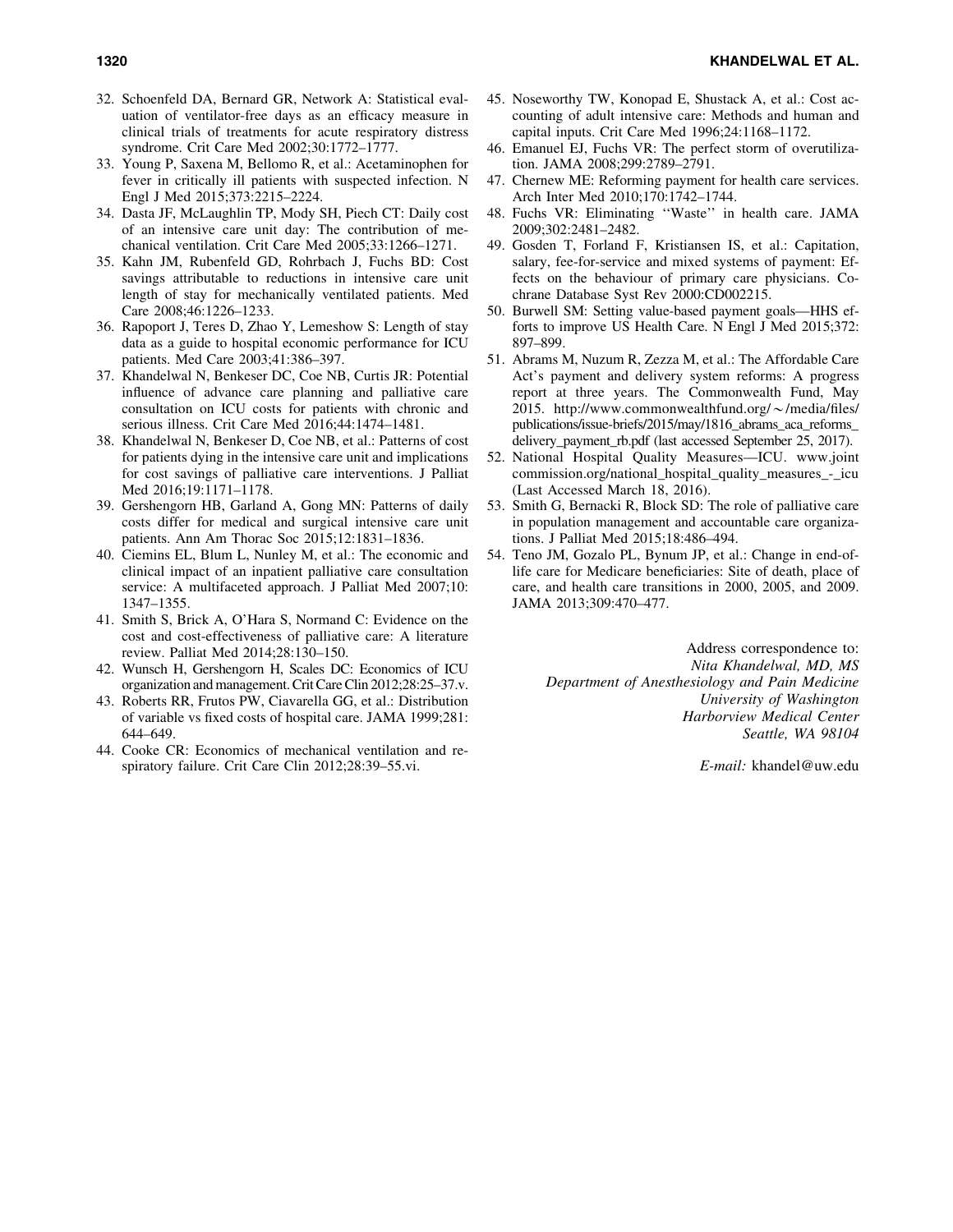32. Schoenfeld DA, Bernard GR, Network A: Statistical evaluation of ventilator-free days as an efficacy measure in clinical trials of treatments for acute respiratory distress syndrome. Crit Care Med 2002;30:1772–1777.
33. Young P, Saxena M, Bellomo R, et al.: Acetaminophen for fever in critically ill patients with suspected infection. N Engl J Med 2015;373:2215–2224.
34. Dasta JF, McLaughlin TP, Mody SH, Piech CT: Daily cost of an intensive care unit day: The contribution of mechanical ventilation. Crit Care Med 2005;33:1266–1271.
35. Kahn JM, Rubenfeld GD, Rohrbach J, Fuchs BD: Cost savings attributable to reductions in intensive care unit length of stay for mechanically ventilated patients. Med Care 2008;46:1226–1233.
36. Rapoport J, Teres D, Zhao Y, Lemeshow S: Length of stay data as a guide to hospital economic performance for ICU patients. Med Care 2003;41:386–397.
37. Khandelwal N, Benkeser DC, Coe NB, Curtis JR: Potential influence of advance care planning and palliative care consultation on ICU costs for patients with chronic and serious illness. Crit Care Med 2016;44:1474–1481.
38. Khandelwal N, Benkeser D, Coe NB, et al.: Patterns of cost for patients dying in the intensive care unit and implications for cost savings of palliative care interventions. J Palliat Med 2016;19:1171–1178.
39. Gershengorn HB, Garland A, Gong MN: Patterns of daily costs differ for medical and surgical intensive care unit patients. Ann Am Thorac Soc 2015;12:1831–1836.
40. Ciemins EL, Blum L, Nunley M, et al.: The economic and clinical impact of an inpatient palliative care consultation service: A multifaceted approach. J Palliat Med 2007;10: 1347–1355.
41. Smith S, Brick A, O'Hara S, Normand C: Evidence on the cost and cost-effectiveness of palliative care: A literature review. Palliat Med 2014;28:130–150.
42. Wunsch H, Gershengorn H, Scales DC: Economics of ICU organization and management. Crit Care Clin 2012;28:25–37.v.
43. Roberts RR, Frutos PW, Ciavarella GG, et al.: Distribution of variable vs fixed costs of hospital care. JAMA 1999;281: 644–649.
44. Cooke CR: Economics of mechanical ventilation and respiratory failure. Crit Care Clin 2012;28:39–55.vi.
45. Noseworthy TW, Konopad E, Shustack A, et al.: Cost accounting of adult intensive care: Methods and human and capital inputs. Crit Care Med 1996;24:1168–1172.
46. Emanuel EJ, Fuchs VR: The perfect storm of overutilization. JAMA 2008;299:2789–2791.
47. Chernew ME: Reforming payment for health care services. Arch Inter Med 2010;170:1742–1744.
48. Fuchs VR: Eliminating ''Waste'' in health care. JAMA 2009;302:2481–2482.
49. Gosden T, Forland F, Kristiansen IS, et al.: Capitation, salary, fee-for-service and mixed systems of payment: Effects on the behaviour of primary care physicians. Cochrane Database Syst Rev 2000:CD002215.
50. Burwell SM: Setting value-based payment goals—HHS efforts to improve US Health Care. N Engl J Med 2015;372: 897–899.
51. Abrams M, Nuzum R, Zezza M, et al.: The Affordable Care Act's payment and delivery system reforms: A progress report at three years. The Commonwealth Fund, May 2015. http://www.commonwealthfund.org/~/media/files/publications/issue-briefs/2015/may/1816_abrams_aca_reforms_delivery_payment_rb.pdf (last accessed September 25, 2017).
52. National Hospital Quality Measures—ICU. www.jointcommission.org/national_hospital_quality_measures_-_icu (Last Accessed March 18, 2016).
53. Smith G, Bernacki R, Block SD: The role of palliative care in population management and accountable care organizations. J Palliat Med 2015;18:486–494.
54. Teno JM, Gozalo PL, Bynum JP, et al.: Change in end-of-life care for Medicare beneficiaries: Site of death, place of care, and health care transitions in 2000, 2005, and 2009. JAMA 2013;309:470–477.

Address correspondence to:
*Nita Khandelwal, MD, MS*
*Department of Anesthesiology and Pain Medicine*
*University of Washington*
*Harborview Medical Center*
*Seattle, WA 98104*

*E-mail:* khandel@uw.edu